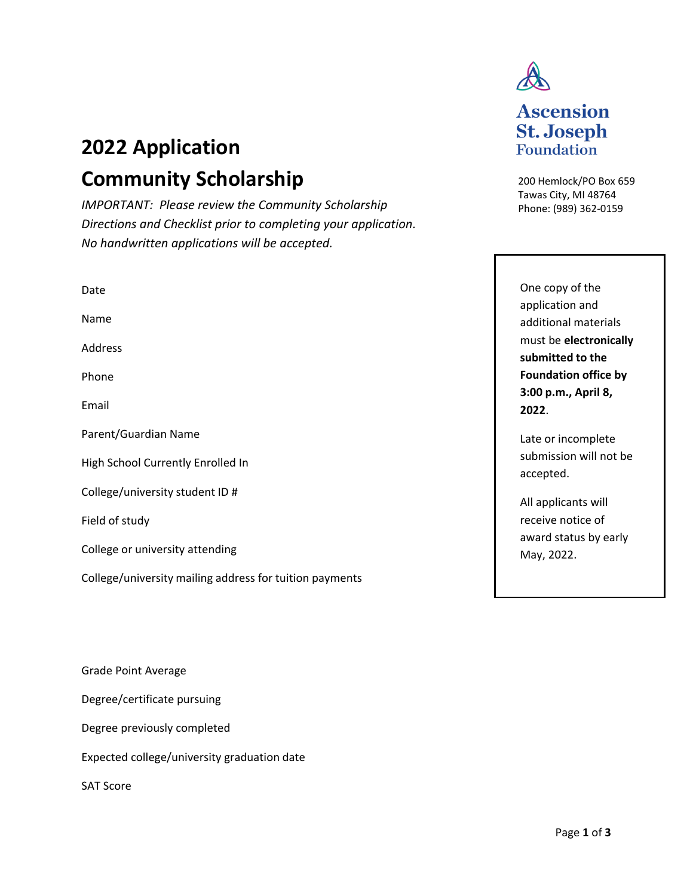# 2022 Application

# Community Scholarship

*IMPORTANT: Please review the Community Scholarship Directions and Checklist prior to completing your application. No handwritten applications will be accepted.*

**Ascension St. Joseph Foundation**

200 Hemlock/PO Box 659
Tawas City, MI 48764
Phone: (989) 362-0159

> One copy of the application and additional materials must be **electronically submitted to the Foundation office by 3:00 p.m., April 8, 2022**.
>
> Late or incomplete submission will not be accepted.
>
> All applicants will receive notice of award status by early May, 2022.

Date

Name

Address

Phone

Email

Parent/Guardian Name

High School Currently Enrolled In

College/university student ID #

Field of study

College or university attending

College/university mailing address for tuition payments

Grade Point Average

Degree/certificate pursuing

Degree previously completed

Expected college/university graduation date

SAT Score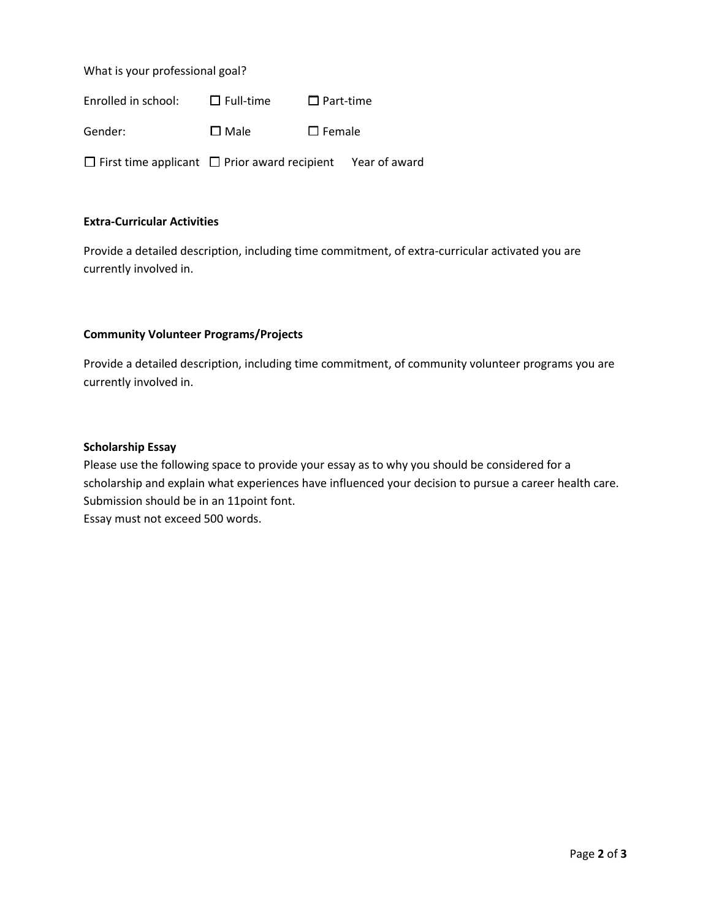What is your professional goal?

Enrolled in school: ☐ Full-time ☐ Part-time

Gender: ☐ Male ☐ Female

☐ First time applicant ☐ Prior award recipient Year of award

**Extra-Curricular Activities**

Provide a detailed description, including time commitment, of extra-curricular activated you are currently involved in.

**Community Volunteer Programs/Projects**

Provide a detailed description, including time commitment, of community volunteer programs you are currently involved in.

**Scholarship Essay**

Please use the following space to provide your essay as to why you should be considered for a scholarship and explain what experiences have influenced your decision to pursue a career health care. Submission should be in an 11point font.
Essay must not exceed 500 words.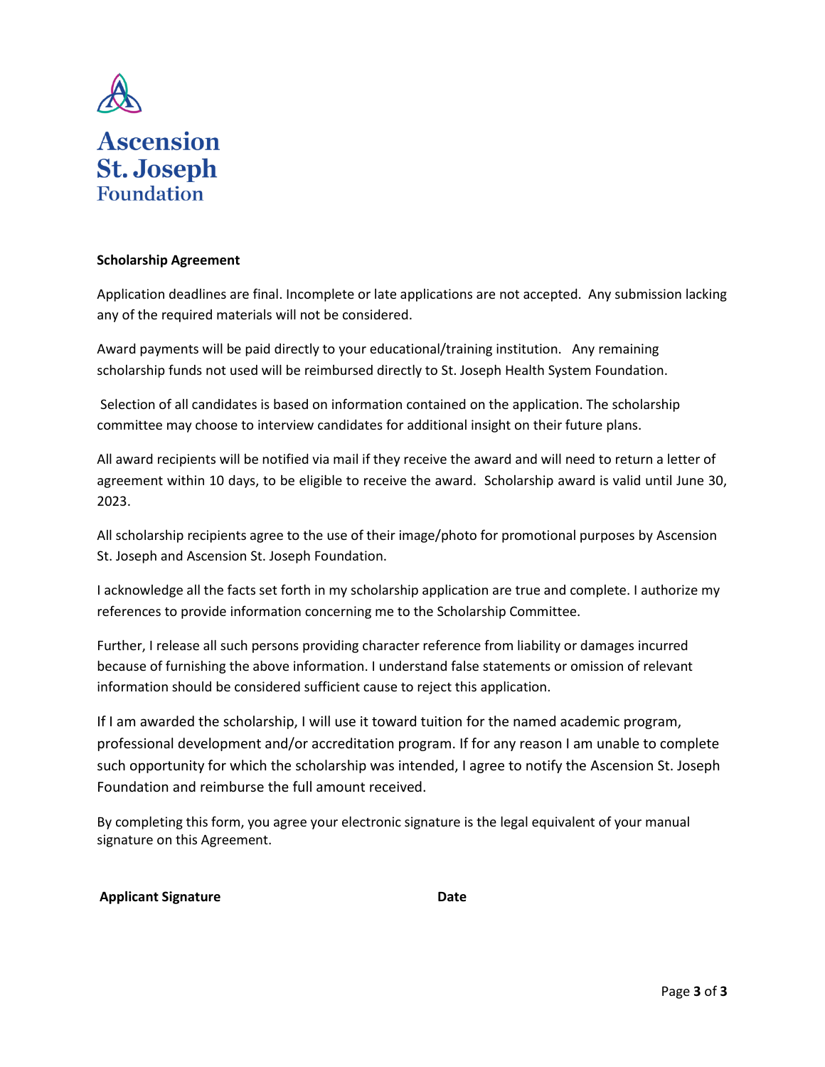Ascension
St. Joseph
Foundation

**Scholarship Agreement**

Application deadlines are final. Incomplete or late applications are not accepted. Any submission lacking any of the required materials will not be considered.

Award payments will be paid directly to your educational/training institution. Any remaining scholarship funds not used will be reimbursed directly to St. Joseph Health System Foundation.

Selection of all candidates is based on information contained on the application. The scholarship committee may choose to interview candidates for additional insight on their future plans.

All award recipients will be notified via mail if they receive the award and will need to return a letter of agreement within 10 days, to be eligible to receive the award. Scholarship award is valid until June 30, 2023.

All scholarship recipients agree to the use of their image/photo for promotional purposes by Ascension St. Joseph and Ascension St. Joseph Foundation.

I acknowledge all the facts set forth in my scholarship application are true and complete. I authorize my references to provide information concerning me to the Scholarship Committee.

Further, I release all such persons providing character reference from liability or damages incurred because of furnishing the above information. I understand false statements or omission of relevant information should be considered sufficient cause to reject this application.

If I am awarded the scholarship, I will use it toward tuition for the named academic program, professional development and/or accreditation program. If for any reason I am unable to complete such opportunity for which the scholarship was intended, I agree to notify the Ascension St. Joseph Foundation and reimburse the full amount received.

By completing this form, you agree your electronic signature is the legal equivalent of your manual signature on this Agreement.

**Applicant Signature** **Date**